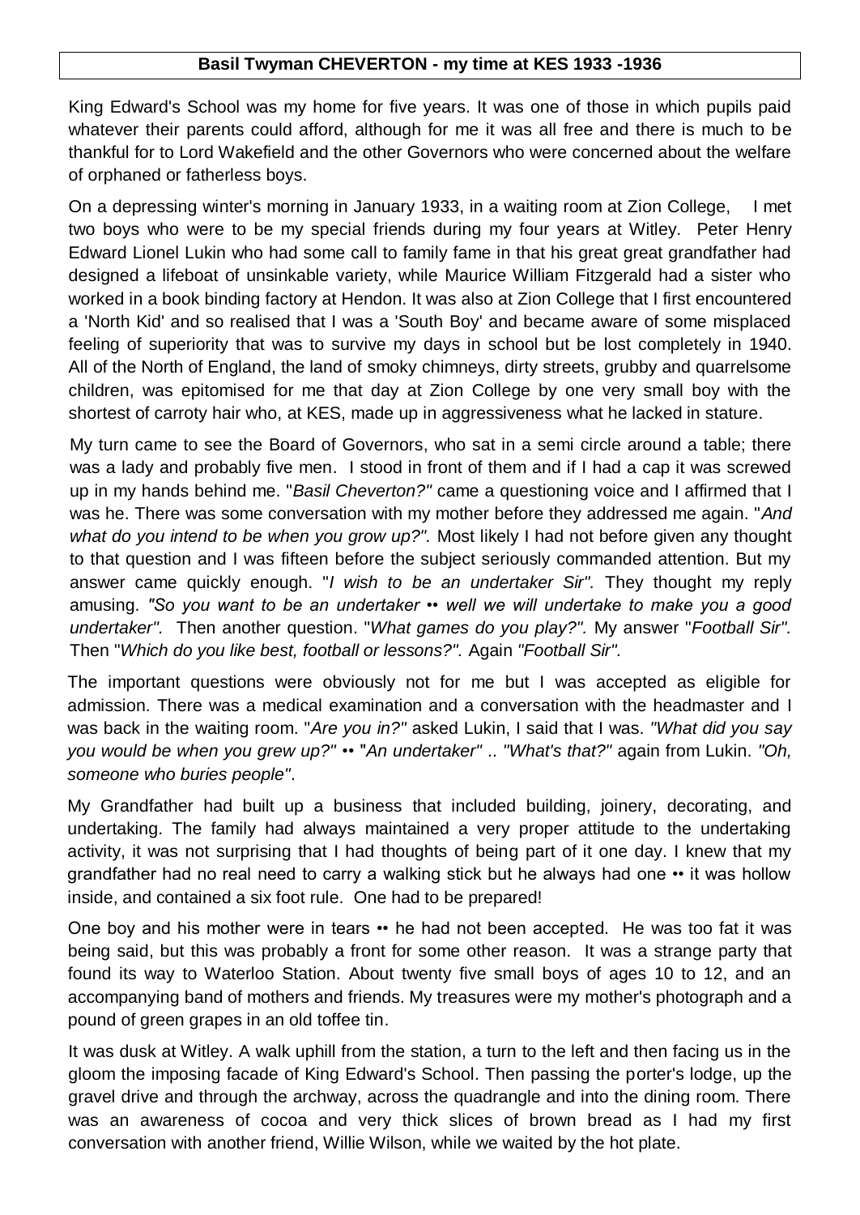# Basil Twyman CHEVERTON - my time at KES 1933 -1936

King Edward's School was my home for five years. It was one of those in which pupils paid whatever their parents could afford, although for me it was all free and there is much to be thankful for to Lord Wakefield and the other Governors who were concerned about the welfare of orphaned or fatherless boys.

On a depressing winter's morning in January 1933, in a waiting room at Zion College, I met two boys who were to be my special friends during my four years at Witley. Peter Henry Edward Lionel Lukin who had some call to family fame in that his great great grandfather had designed a lifeboat of unsinkable variety, while Maurice William Fitzgerald had a sister who worked in a book binding factory at Hendon. It was also at Zion College that I first encountered a 'North Kid' and so realised that I was a 'South Boy' and became aware of some misplaced feeling of superiority that was to survive my days in school but be lost completely in 1940. All of the North of England, the land of smoky chimneys, dirty streets, grubby and quarrelsome children, was epitomised for me that day at Zion College by one very small boy with the shortest of carroty hair who, at KES, made up in aggressiveness what he lacked in stature.

My turn came to see the Board of Governors, who sat in a semi circle around a table; there was a lady and probably five men. I stood in front of them and if I had a cap it was screwed up in my hands behind me. "*Basil Cheverton?*" came a questioning voice and I affirmed that I was he. There was some conversation with my mother before they addressed me again. "*And what do you intend to be when you grow up?*". Most likely I had not before given any thought to that question and I was fifteen before the subject seriously commanded attention. But my answer came quickly enough. "*I wish to be an undertaker Sir*". They thought my reply amusing. *"So you want to be an undertaker •• well we will undertake to make you a good undertaker"*. Then another question. "*What games do you play?*". My answer "*Football Sir*". Then "*Which do you like best, football or lessons?*". Again *"Football Sir"*.

The important questions were obviously not for me but I was accepted as eligible for admission. There was a medical examination and a conversation with the headmaster and I was back in the waiting room. "*Are you in?*" asked Lukin, I said that I was. *"What did you say you would be when you grew up?"* •• "*An undertaker*" .. *"What's that?"* again from Lukin. *"Oh, someone who buries people"*.

My Grandfather had built up a business that included building, joinery, decorating, and undertaking. The family had always maintained a very proper attitude to the undertaking activity, it was not surprising that I had thoughts of being part of it one day. I knew that my grandfather had no real need to carry a walking stick but he always had one •• it was hollow inside, and contained a six foot rule. One had to be prepared!

One boy and his mother were in tears •• he had not been accepted. He was too fat it was being said, but this was probably a front for some other reason. It was a strange party that found its way to Waterloo Station. About twenty five small boys of ages 10 to 12, and an accompanying band of mothers and friends. My treasures were my mother's photograph and a pound of green grapes in an old toffee tin.

It was dusk at Witley. A walk uphill from the station, a turn to the left and then facing us in the gloom the imposing facade of King Edward's School. Then passing the porter's lodge, up the gravel drive and through the archway, across the quadrangle and into the dining room. There was an awareness of cocoa and very thick slices of brown bread as I had my first conversation with another friend, Willie Wilson, while we waited by the hot plate.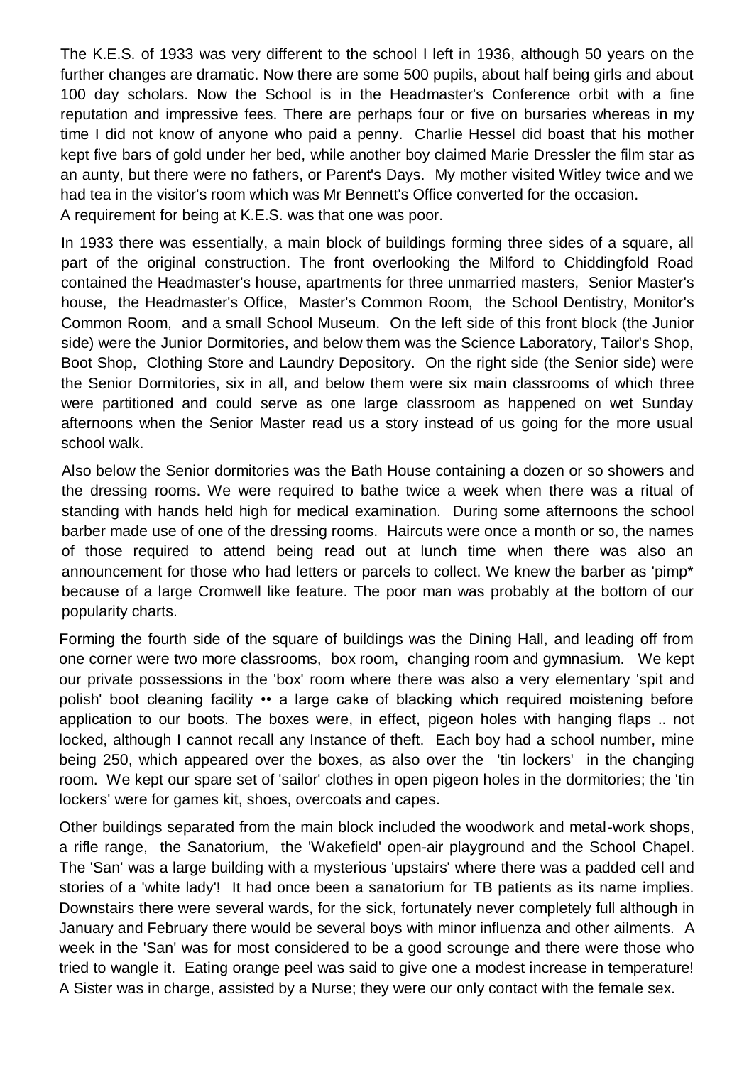The K.E.S. of 1933 was very different to the school I left in 1936, although 50 years on the further changes are dramatic. Now there are some 500 pupils, about half being girls and about 100 day scholars. Now the School is in the Headmaster's Conference orbit with a fine reputation and impressive fees. There are perhaps four or five on bursaries whereas in my time I did not know of anyone who paid a penny. Charlie Hessel did boast that his mother kept five bars of gold under her bed, while another boy claimed Marie Dressler the film star as an aunty, but there were no fathers, or Parent's Days. My mother visited Witley twice and we had tea in the visitor's room which was Mr Bennett's Office converted for the occasion.
A requirement for being at K.E.S. was that one was poor.

In 1933 there was essentially, a main block of buildings forming three sides of a square, all part of the original construction. The front overlooking the Milford to Chiddingfold Road contained the Headmaster's house, apartments for three unmarried masters, Senior Master's house, the Headmaster's Office, Master's Common Room, the School Dentistry, Monitor's Common Room, and a small School Museum. On the left side of this front block (the Junior side) were the Junior Dormitories, and below them was the Science Laboratory, Tailor's Shop, Boot Shop, Clothing Store and Laundry Depository. On the right side (the Senior side) were the Senior Dormitories, six in all, and below them were six main classrooms of which three were partitioned and could serve as one large classroom as happened on wet Sunday afternoons when the Senior Master read us a story instead of us going for the more usual school walk.

Also below the Senior dormitories was the Bath House containing a dozen or so showers and the dressing rooms. We were required to bathe twice a week when there was a ritual of standing with hands held high for medical examination. During some afternoons the school barber made use of one of the dressing rooms. Haircuts were once a month or so, the names of those required to attend being read out at lunch time when there was also an announcement for those who had letters or parcels to collect. We knew the barber as 'pimp* because of a large Cromwell like feature. The poor man was probably at the bottom of our popularity charts.

Forming the fourth side of the square of buildings was the Dining Hall, and leading off from one corner were two more classrooms, box room, changing room and gymnasium. We kept our private possessions in the 'box' room where there was also a very elementary 'spit and polish' boot cleaning facility •• a large cake of blacking which required moistening before application to our boots. The boxes were, in effect, pigeon holes with hanging flaps .. not locked, although I cannot recall any Instance of theft. Each boy had a school number, mine being 250, which appeared over the boxes, as also over the 'tin lockers' in the changing room. We kept our spare set of 'sailor' clothes in open pigeon holes in the dormitories; the 'tin lockers' were for games kit, shoes, overcoats and capes.

Other buildings separated from the main block included the woodwork and metal-work shops, a rifle range, the Sanatorium, the 'Wakefield' open-air playground and the School Chapel. The 'San' was a large building with a mysterious 'upstairs' where there was a padded cell and stories of a 'white lady'! It had once been a sanatorium for TB patients as its name implies. Downstairs there were several wards, for the sick, fortunately never completely full although in January and February there would be several boys with minor influenza and other ailments. A week in the 'San' was for most considered to be a good scrounge and there were those who tried to wangle it. Eating orange peel was said to give one a modest increase in temperature! A Sister was in charge, assisted by a Nurse; they were our only contact with the female sex.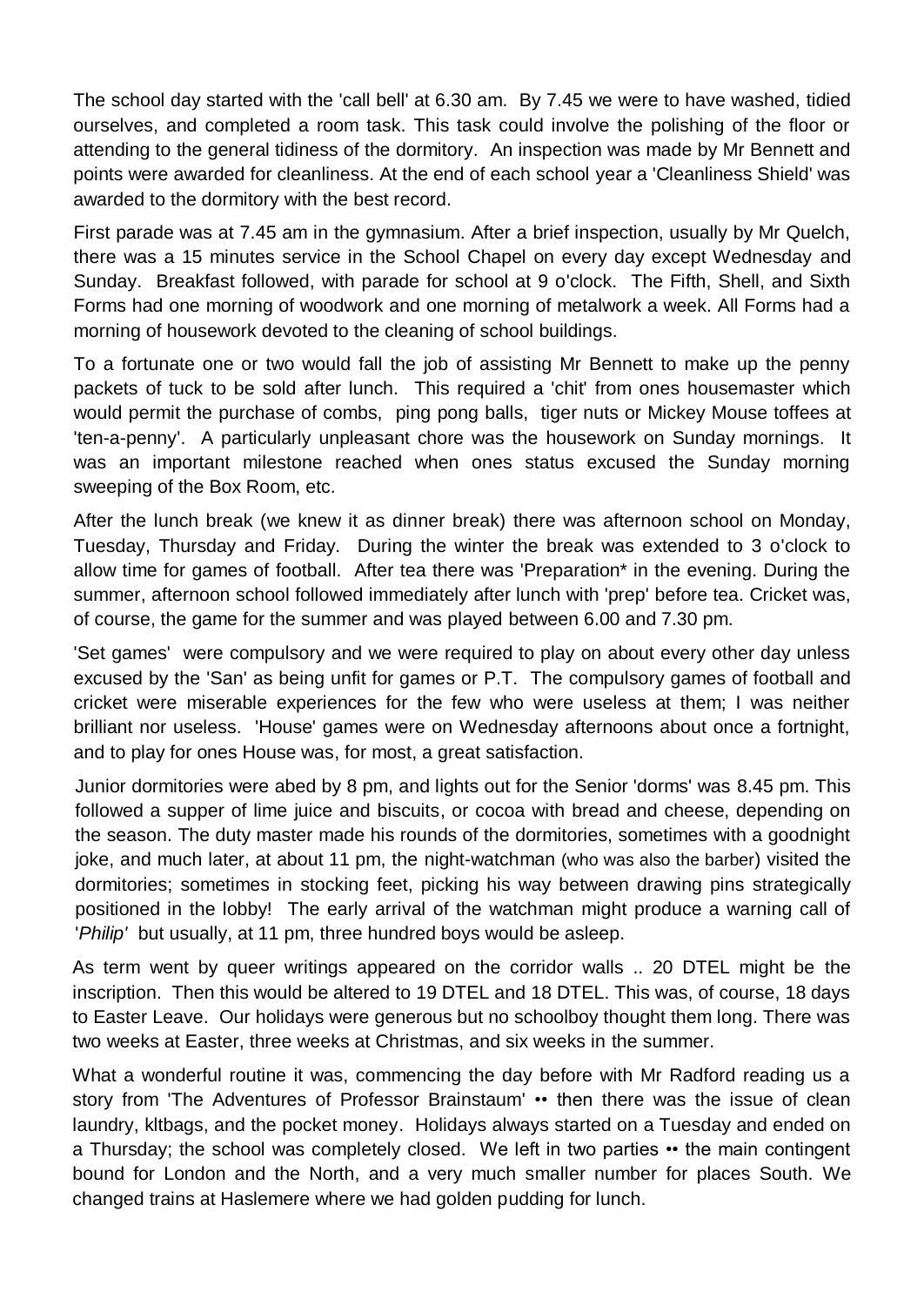The school day started with the 'call bell' at 6.30 am. By 7.45 we were to have washed, tidied ourselves, and completed a room task. This task could involve the polishing of the floor or attending to the general tidiness of the dormitory. An inspection was made by Mr Bennett and points were awarded for cleanliness. At the end of each school year a 'Cleanliness Shield' was awarded to the dormitory with the best record.

First parade was at 7.45 am in the gymnasium. After a brief inspection, usually by Mr Quelch, there was a 15 minutes service in the School Chapel on every day except Wednesday and Sunday. Breakfast followed, with parade for school at 9 o'clock. The Fifth, Shell, and Sixth Forms had one morning of woodwork and one morning of metalwork a week. All Forms had a morning of housework devoted to the cleaning of school buildings.

To a fortunate one or two would fall the job of assisting Mr Bennett to make up the penny packets of tuck to be sold after lunch. This required a 'chit' from ones housemaster which would permit the purchase of combs, ping pong balls, tiger nuts or Mickey Mouse toffees at 'ten-a-penny'. A particularly unpleasant chore was the housework on Sunday mornings. It was an important milestone reached when ones status excused the Sunday morning sweeping of the Box Room, etc.

After the lunch break (we knew it as dinner break) there was afternoon school on Monday, Tuesday, Thursday and Friday. During the winter the break was extended to 3 o'clock to allow time for games of football. After tea there was 'Preparation* in the evening. During the summer, afternoon school followed immediately after lunch with 'prep' before tea. Cricket was, of course, the game for the summer and was played between 6.00 and 7.30 pm.

'Set games' were compulsory and we were required to play on about every other day unless excused by the 'San' as being unfit for games or P.T. The compulsory games of football and cricket were miserable experiences for the few who were useless at them; I was neither brilliant nor useless. 'House' games were on Wednesday afternoons about once a fortnight, and to play for ones House was, for most, a great satisfaction.

Junior dormitories were abed by 8 pm, and lights out for the Senior 'dorms' was 8.45 pm. This followed a supper of lime juice and biscuits, or cocoa with bread and cheese, depending on the season. The duty master made his rounds of the dormitories, sometimes with a goodnight joke, and much later, at about 11 pm, the night-watchman (who was also the barber) visited the dormitories; sometimes in stocking feet, picking his way between drawing pins strategically positioned in the lobby! The early arrival of the watchman might produce a warning call of '*Philip*' but usually, at 11 pm, three hundred boys would be asleep.

As term went by queer writings appeared on the corridor walls .. 20 DTEL might be the inscription. Then this would be altered to 19 DTEL and 18 DTEL. This was, of course, 18 days to Easter Leave. Our holidays were generous but no schoolboy thought them long. There was two weeks at Easter, three weeks at Christmas, and six weeks in the summer.

What a wonderful routine it was, commencing the day before with Mr Radford reading us a story from 'The Adventures of Professor Brainstaum' •• then there was the issue of clean laundry, kltbags, and the pocket money. Holidays always started on a Tuesday and ended on a Thursday; the school was completely closed. We left in two parties •• the main contingent bound for London and the North, and a very much smaller number for places South. We changed trains at Haslemere where we had golden pudding for lunch.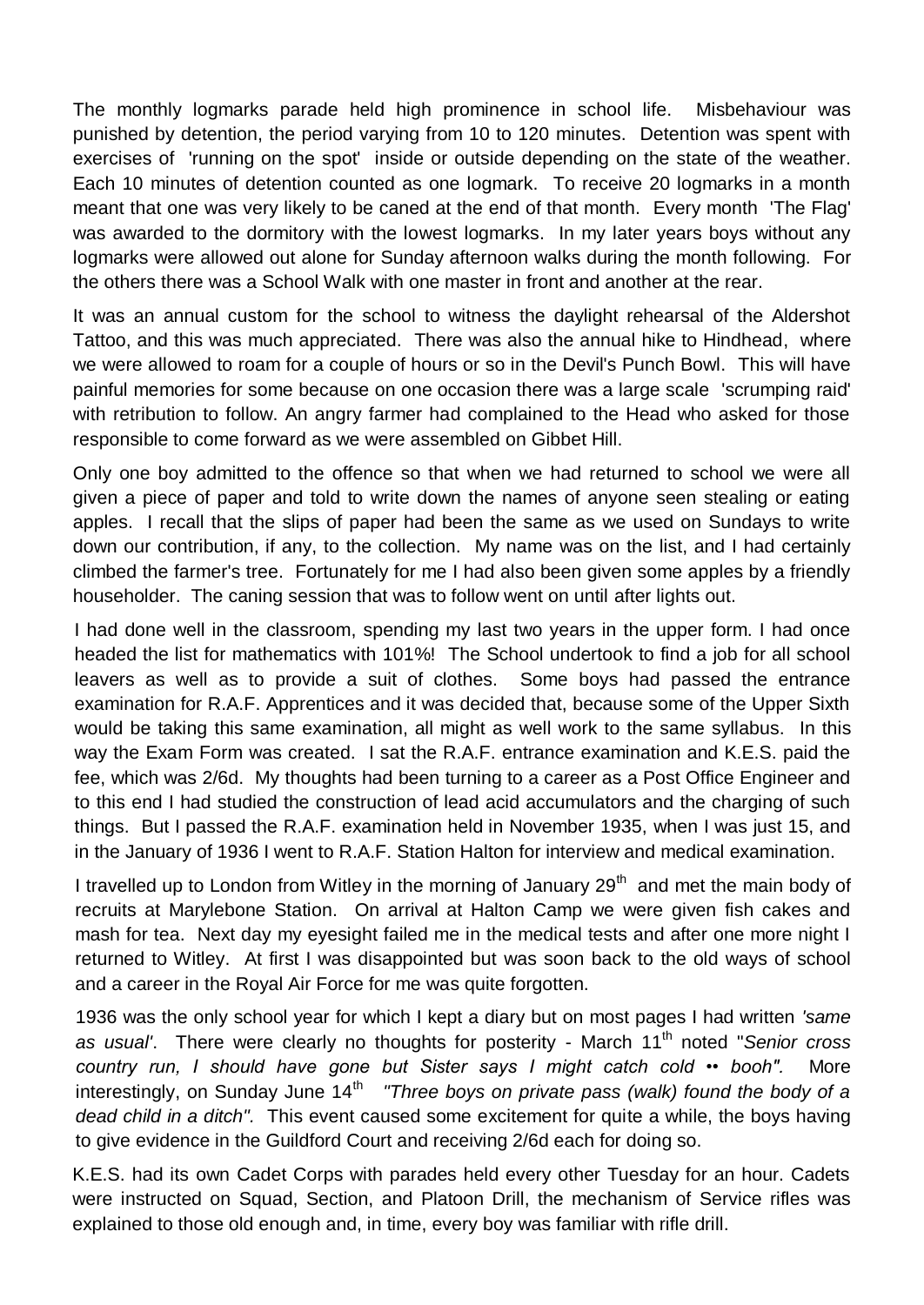The monthly logmarks parade held high prominence in school life. Misbehaviour was punished by detention, the period varying from 10 to 120 minutes. Detention was spent with exercises of 'running on the spot' inside or outside depending on the state of the weather. Each 10 minutes of detention counted as one logmark. To receive 20 logmarks in a month meant that one was very likely to be caned at the end of that month. Every month 'The Flag' was awarded to the dormitory with the lowest logmarks. In my later years boys without any logmarks were allowed out alone for Sunday afternoon walks during the month following. For the others there was a School Walk with one master in front and another at the rear.

It was an annual custom for the school to witness the daylight rehearsal of the Aldershot Tattoo, and this was much appreciated. There was also the annual hike to Hindhead, where we were allowed to roam for a couple of hours or so in the Devil's Punch Bowl. This will have painful memories for some because on one occasion there was a large scale 'scrumping raid' with retribution to follow. An angry farmer had complained to the Head who asked for those responsible to come forward as we were assembled on Gibbet Hill.

Only one boy admitted to the offence so that when we had returned to school we were all given a piece of paper and told to write down the names of anyone seen stealing or eating apples. I recall that the slips of paper had been the same as we used on Sundays to write down our contribution, if any, to the collection. My name was on the list, and I had certainly climbed the farmer's tree. Fortunately for me I had also been given some apples by a friendly householder. The caning session that was to follow went on until after lights out.

I had done well in the classroom, spending my last two years in the upper form. I had once headed the list for mathematics with 101%! The School undertook to find a job for all school leavers as well as to provide a suit of clothes. Some boys had passed the entrance examination for R.A.F. Apprentices and it was decided that, because some of the Upper Sixth would be taking this same examination, all might as well work to the same syllabus. In this way the Exam Form was created. I sat the R.A.F. entrance examination and K.E.S. paid the fee, which was 2/6d. My thoughts had been turning to a career as a Post Office Engineer and to this end I had studied the construction of lead acid accumulators and the charging of such things. But I passed the R.A.F. examination held in November 1935, when I was just 15, and in the January of 1936 I went to R.A.F. Station Halton for interview and medical examination.

I travelled up to London from Witley in the morning of January 29th and met the main body of recruits at Marylebone Station. On arrival at Halton Camp we were given fish cakes and mash for tea. Next day my eyesight failed me in the medical tests and after one more night I returned to Witley. At first I was disappointed but was soon back to the old ways of school and a career in the Royal Air Force for me was quite forgotten.

1936 was the only school year for which I kept a diary but on most pages I had written *'same as usual'*. There were clearly no thoughts for posterity - March 11th noted "*Senior cross country run, I should have gone but Sister says I might catch cold •• booh".* More interestingly, on Sunday June 14th *"Three boys on private pass (walk) found the body of a dead child in a ditch"*. This event caused some excitement for quite a while, the boys having to give evidence in the Guildford Court and receiving 2/6d each for doing so.

K.E.S. had its own Cadet Corps with parades held every other Tuesday for an hour. Cadets were instructed on Squad, Section, and Platoon Drill, the mechanism of Service rifles was explained to those old enough and, in time, every boy was familiar with rifle drill.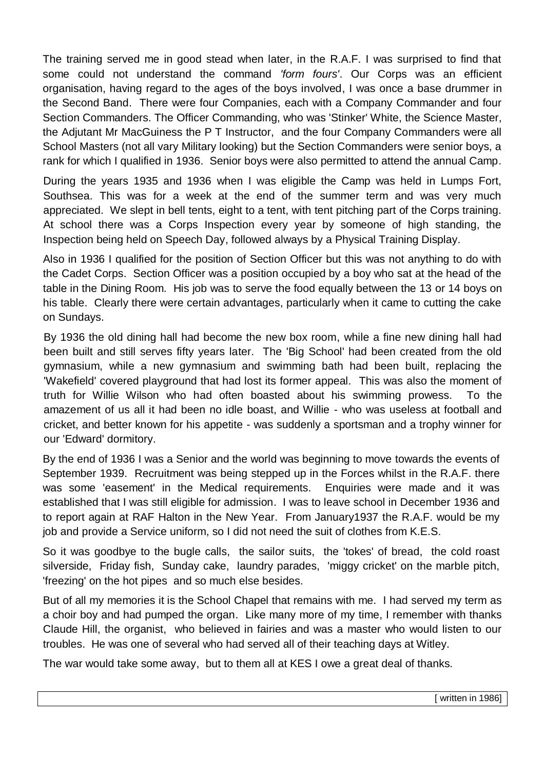The training served me in good stead when later, in the R.A.F. I was surprised to find that some could not understand the command *'form fours'*. Our Corps was an efficient organisation, having regard to the ages of the boys involved, I was once a base drummer in the Second Band. There were four Companies, each with a Company Commander and four Section Commanders. The Officer Commanding, who was 'Stinker' White, the Science Master, the Adjutant Mr MacGuiness the P T Instructor, and the four Company Commanders were all School Masters (not all vary Military looking) but the Section Commanders were senior boys, a rank for which I qualified in 1936. Senior boys were also permitted to attend the annual Camp.

During the years 1935 and 1936 when I was eligible the Camp was held in Lumps Fort, Southsea. This was for a week at the end of the summer term and was very much appreciated. We slept in bell tents, eight to a tent, with tent pitching part of the Corps training. At school there was a Corps Inspection every year by someone of high standing, the Inspection being held on Speech Day, followed always by a Physical Training Display.

Also in 1936 I qualified for the position of Section Officer but this was not anything to do with the Cadet Corps. Section Officer was a position occupied by a boy who sat at the head of the table in the Dining Room. His job was to serve the food equally between the 13 or 14 boys on his table. Clearly there were certain advantages, particularly when it came to cutting the cake on Sundays.

By 1936 the old dining hall had become the new box room, while a fine new dining hall had been built and still serves fifty years later. The 'Big School' had been created from the old gymnasium, while a new gymnasium and swimming bath had been built, replacing the 'Wakefield' covered playground that had lost its former appeal. This was also the moment of truth for Willie Wilson who had often boasted about his swimming prowess. To the amazement of us all it had been no idle boast, and Willie - who was useless at football and cricket, and better known for his appetite - was suddenly a sportsman and a trophy winner for our 'Edward' dormitory.

By the end of 1936 I was a Senior and the world was beginning to move towards the events of September 1939. Recruitment was being stepped up in the Forces whilst in the R.A.F. there was some 'easement' in the Medical requirements. Enquiries were made and it was established that I was still eligible for admission. I was to leave school in December 1936 and to report again at RAF Halton in the New Year. From January1937 the R.A.F. would be my job and provide a Service uniform, so I did not need the suit of clothes from K.E.S.

So it was goodbye to the bugle calls, the sailor suits, the 'tokes' of bread, the cold roast silverside, Friday fish, Sunday cake, laundry parades, 'miggy cricket' on the marble pitch, 'freezing' on the hot pipes and so much else besides.

But of all my memories it is the School Chapel that remains with me. I had served my term as a choir boy and had pumped the organ. Like many more of my time, I remember with thanks Claude Hill, the organist, who believed in fairies and was a master who would listen to our troubles. He was one of several who had served all of their teaching days at Witley.

The war would take some away, but to them all at KES I owe a great deal of thanks.

[ written in 1986]